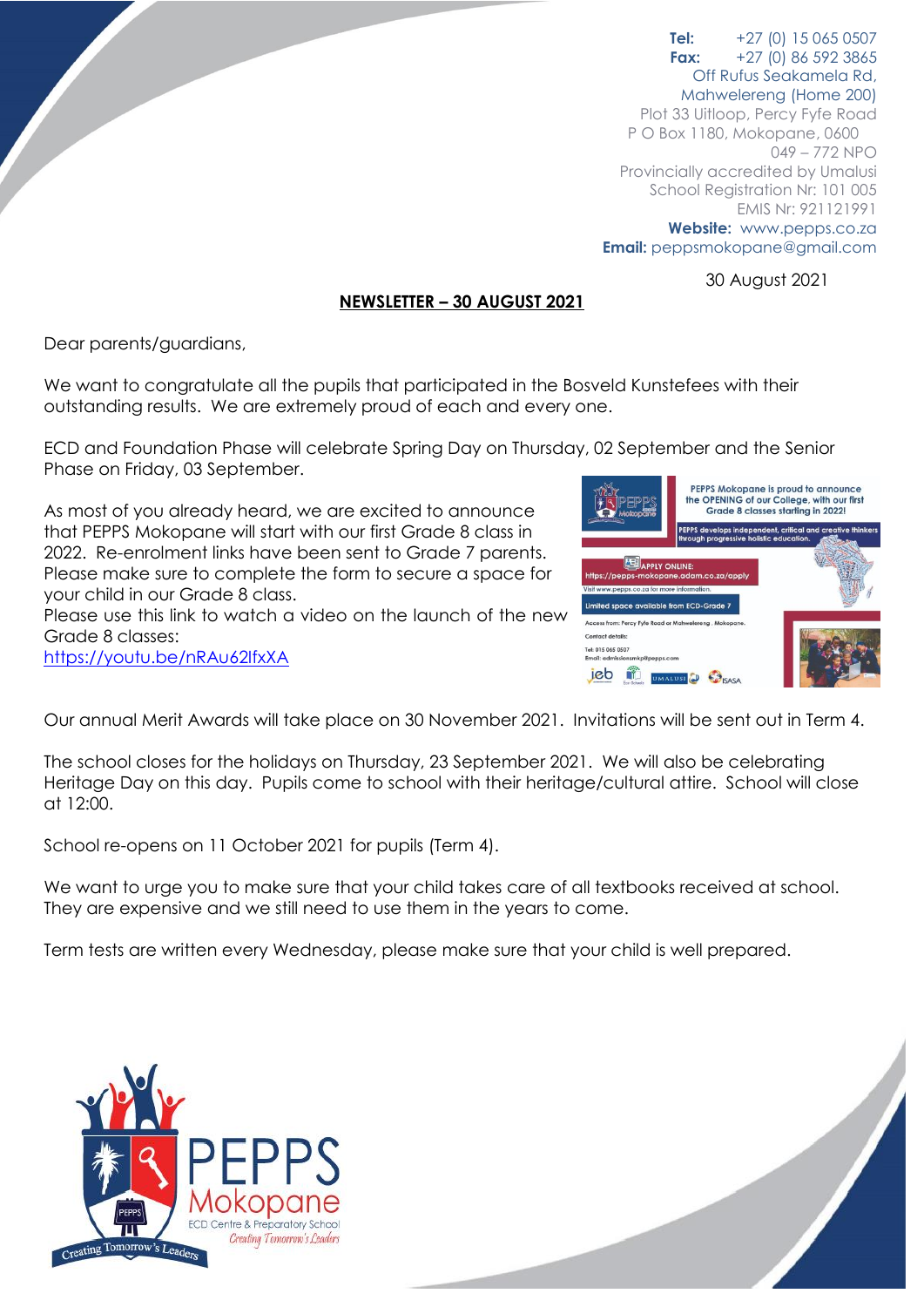**Tel:** +27 (0) 15 065 0507
**Fax:** +27 (0) 86 592 3865
Off Rufus Seakamela Rd,
Mahwelereng (Home 200)
Plot 33 Uitloop, Percy Fyfe Road
P O Box 1180, Mokopane, 0600
049 – 772 NPO
Provincially accredited by Umalusi
School Registration Nr: 101 005
EMIS Nr: 921121991
**Website:** www.pepps.co.za
**Email:** peppsmokopane@gmail.com

30 August 2021

# NEWSLETTER – 30 AUGUST 2021

Dear parents/guardians,

We want to congratulate all the pupils that participated in the Bosveld Kunstefees with their outstanding results. We are extremely proud of each and every one.

ECD and Foundation Phase will celebrate Spring Day on Thursday, 02 September and the Senior Phase on Friday, 03 September.

As most of you already heard, we are excited to announce that PEPPS Mokopane will start with our first Grade 8 class in 2022. Re-enrolment links have been sent to Grade 7 parents. Please make sure to complete the form to secure a space for your child in our Grade 8 class.
Please use this link to watch a video on the launch of the new Grade 8 classes:
https://youtu.be/nRAu62lfxXA

PEPPS Mokopane is proud to announce the OPENING of our College, with our first Grade 8 classes starting in 2022!

PEPPS develops independent, critical and creative thinkers through progressive holistic education.

APPLY ONLINE:
https://pepps-mokopane.adam.co.za/apply

Visit www.pepps.co.za for more information.

Limited space available from ECD-Grade 7

Access from: Percy Fyfe Road or Mahwelereng, Mokopane.

Contact details:
Tel: 015 065 0507
Email: admissionsmkp@pepps.com

Our annual Merit Awards will take place on 30 November 2021. Invitations will be sent out in Term 4.

The school closes for the holidays on Thursday, 23 September 2021. We will also be celebrating Heritage Day on this day. Pupils come to school with their heritage/cultural attire. School will close at 12:00.

School re-opens on 11 October 2021 for pupils (Term 4).

We want to urge you to make sure that your child takes care of all textbooks received at school. They are expensive and we still need to use them in the years to come.

Term tests are written every Wednesday, please make sure that your child is well prepared.

PEPPS Mokopane
ECD Centre & Preparatory School
*Creating Tomorrow's Leaders*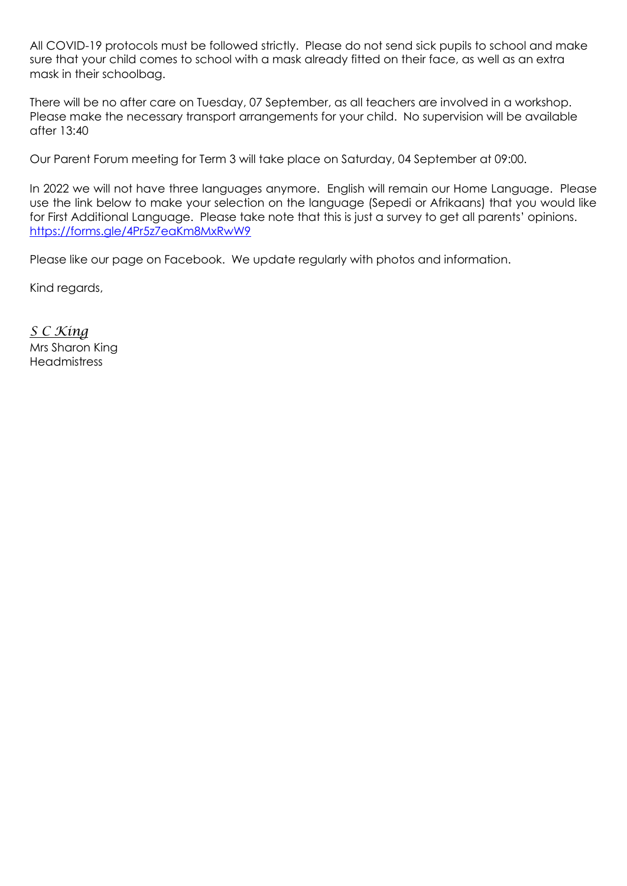All COVID-19 protocols must be followed strictly. Please do not send sick pupils to school and make sure that your child comes to school with a mask already fitted on their face, as well as an extra mask in their schoolbag.

There will be no after care on Tuesday, 07 September, as all teachers are involved in a workshop. Please make the necessary transport arrangements for your child. No supervision will be available after 13:40

Our Parent Forum meeting for Term 3 will take place on Saturday, 04 September at 09:00.

In 2022 we will not have three languages anymore. English will remain our Home Language. Please use the link below to make your selection on the language (Sepedi or Afrikaans) that you would like for First Additional Language. Please take note that this is just a survey to get all parents' opinions. https://forms.gle/4Pr5z7eaKm8MxRwW9

Please like our page on Facebook. We update regularly with photos and information.

Kind regards,

*S C King*
Mrs Sharon King
Headmistress